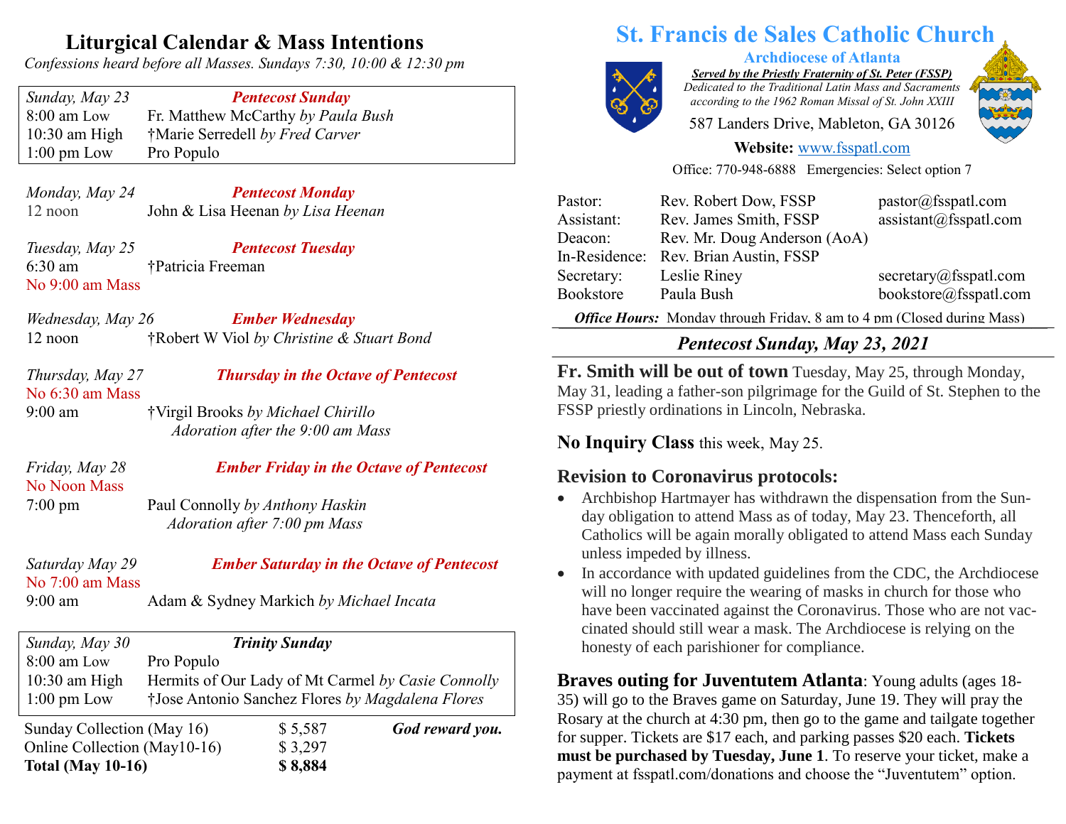# Liturgical Calendar & Mass Intentions

*Confessions heard before all Masses. Sundays 7:30, 10:00 & 12:30 pm*

| *Sunday, May 23* | ***Pentecost Sunday*** |
|---|---|
| 8:00 am Low | Fr. Matthew McCarthy *by Paula Bush* |
| 10:30 am High | †Marie Serredell *by Fred Carver* |
| 1:00 pm Low | Pro Populo |

*Monday, May 24* — ***Pentecost Monday***
12 noon — John & Lisa Heenan *by Lisa Heenan*

*Tuesday, May 25* — ***Pentecost Tuesday***
6:30 am — †Patricia Freeman
No 9:00 am Mass

*Wednesday, May 26* — ***Ember Wednesday***
12 noon — †Robert W Viol *by Christine & Stuart Bond*

*Thursday, May 27* — ***Thursday in the Octave of Pentecost***
No 6:30 am Mass
9:00 am — †Virgil Brooks *by Michael Chirillo*
*Adoration after the 9:00 am Mass*

*Friday, May 28* — ***Ember Friday in the Octave of Pentecost***
No Noon Mass
7:00 pm — Paul Connolly *by Anthony Haskin*
*Adoration after 7:00 pm Mass*

*Saturday May 29* — ***Ember Saturday in the Octave of Pentecost***
No 7:00 am Mass
9:00 am — Adam & Sydney Markich *by Michael Incata*

| *Sunday, May 30* | ***Trinity Sunday*** |
|---|---|
| 8:00 am Low | Pro Populo |
| 10:30 am High | Hermits of Our Lady of Mt Carmel *by Casie Connolly* |
| 1:00 pm Low | †Jose Antonio Sanchez Flores *by Magdalena Flores* |

| | | |
|---|---|---|
| Sunday Collection (May 16) | $ 5,587 | ***God reward you.*** |
| Online Collection (May10-16) | $ 3,297 | |
| **Total (May 10-16)** | **$ 8,884** | |

# St. Francis de Sales Catholic Church

**Archdiocese of Atlanta**

***Served by the Priestly Fraternity of St. Peter (FSSP)***
*Dedicated to the Traditional Latin Mass and Sacraments according to the 1962 Roman Missal of St. John XXIII*

587 Landers Drive, Mableton, GA 30126

**Website:** www.fsspatl.com

Office: 770-948-6888 Emergencies: Select option 7

| | | |
|---|---|---|
| Pastor: | Rev. Robert Dow, FSSP | pastor@fsspatl.com |
| Assistant: | Rev. James Smith, FSSP | assistant@fsspatl.com |
| Deacon: | Rev. Mr. Doug Anderson (AoA) | |
| In-Residence: | Rev. Brian Austin, FSSP | |
| Secretary: | Leslie Riney | secretary@fsspatl.com |
| Bookstore | Paula Bush | bookstore@fsspatl.com |

***Office Hours:*** Monday through Friday, 8 am to 4 pm (Closed during Mass)

## *Pentecost Sunday, May 23, 2021*

**Fr. Smith will be out of town** Tuesday, May 25, through Monday, May 31, leading a father-son pilgrimage for the Guild of St. Stephen to the FSSP priestly ordinations in Lincoln, Nebraska.

**No Inquiry Class** this week, May 25.

### Revision to Coronavirus protocols:

- Archbishop Hartmayer has withdrawn the dispensation from the Sunday obligation to attend Mass as of today, May 23. Thenceforth, all Catholics will be again morally obligated to attend Mass each Sunday unless impeded by illness.
- In accordance with updated guidelines from the CDC, the Archdiocese will no longer require the wearing of masks in church for those who have been vaccinated against the Coronavirus. Those who are not vaccinated should still wear a mask. The Archdiocese is relying on the honesty of each parishioner for compliance.

**Braves outing for Juventutem Atlanta**: Young adults (ages 18-35) will go to the Braves game on Saturday, June 19. They will pray the Rosary at the church at 4:30 pm, then go to the game and tailgate together for supper. Tickets are $17 each, and parking passes $20 each. **Tickets must be purchased by Tuesday, June 1**. To reserve your ticket, make a payment at fsspatl.com/donations and choose the "Juventutem" option.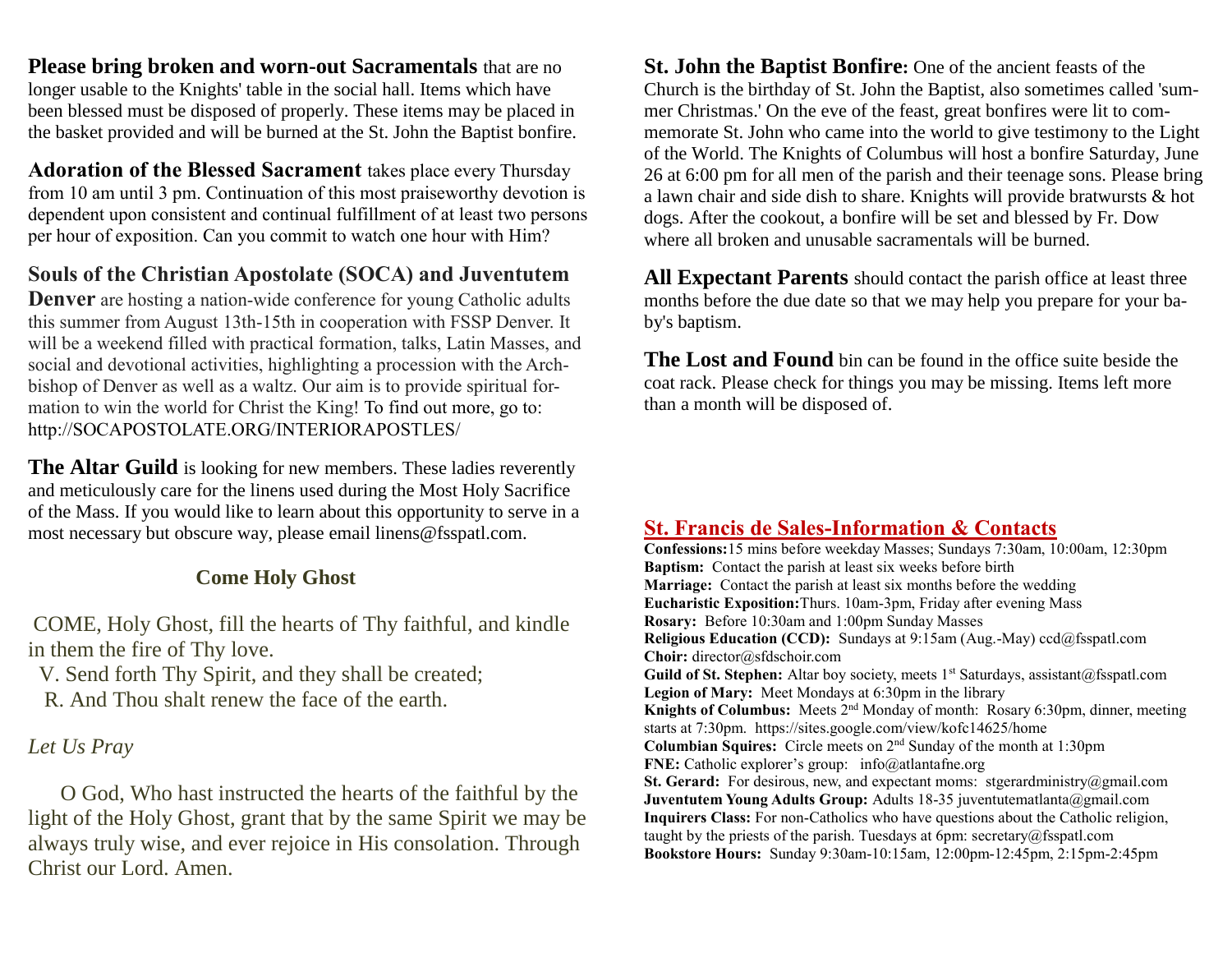**Please bring broken and worn-out Sacramentals** that are no longer usable to the Knights' table in the social hall. Items which have been blessed must be disposed of properly. These items may be placed in the basket provided and will be burned at the St. John the Baptist bonfire.

**Adoration of the Blessed Sacrament** takes place every Thursday from 10 am until 3 pm. Continuation of this most praiseworthy devotion is dependent upon consistent and continual fulfillment of at least two persons per hour of exposition. Can you commit to watch one hour with Him?

**Souls of the Christian Apostolate (SOCA) and Juventutem Denver** are hosting a nation-wide conference for young Catholic adults this summer from August 13th-15th in cooperation with FSSP Denver. It will be a weekend filled with practical formation, talks, Latin Masses, and social and devotional activities, highlighting a procession with the Archbishop of Denver as well as a waltz. Our aim is to provide spiritual formation to win the world for Christ the King! To find out more, go to: http://SOCAPOSTOLATE.ORG/INTERIORAPOSTLES/

**The Altar Guild** is looking for new members. These ladies reverently and meticulously care for the linens used during the Most Holy Sacrifice of the Mass. If you would like to learn about this opportunity to serve in a most necessary but obscure way, please email linens@fsspatl.com.

### Come Holy Ghost

COME, Holy Ghost, fill the hearts of Thy faithful, and kindle in them the fire of Thy love.

V. Send forth Thy Spirit, and they shall be created;

R. And Thou shalt renew the face of the earth.

*Let Us Pray*

O God, Who hast instructed the hearts of the faithful by the light of the Holy Ghost, grant that by the same Spirit we may be always truly wise, and ever rejoice in His consolation. Through Christ our Lord. Amen.

**St. John the Baptist Bonfire:** One of the ancient feasts of the Church is the birthday of St. John the Baptist, also sometimes called 'summer Christmas.' On the eve of the feast, great bonfires were lit to commemorate St. John who came into the world to give testimony to the Light of the World. The Knights of Columbus will host a bonfire Saturday, June 26 at 6:00 pm for all men of the parish and their teenage sons. Please bring a lawn chair and side dish to share. Knights will provide bratwursts & hot dogs. After the cookout, a bonfire will be set and blessed by Fr. Dow where all broken and unusable sacramentals will be burned.

**All Expectant Parents** should contact the parish office at least three months before the due date so that we may help you prepare for your baby's baptism.

**The Lost and Found** bin can be found in the office suite beside the coat rack. Please check for things you may be missing. Items left more than a month will be disposed of.

## St. Francis de Sales-Information & Contacts

**Confessions:** 15 mins before weekday Masses; Sundays 7:30am, 10:00am, 12:30pm
**Baptism:** Contact the parish at least six weeks before birth
**Marriage:** Contact the parish at least six months before the wedding
**Eucharistic Exposition:** Thurs. 10am-3pm, Friday after evening Mass
**Rosary:** Before 10:30am and 1:00pm Sunday Masses
**Religious Education (CCD):** Sundays at 9:15am (Aug.-May) ccd@fsspatl.com
**Choir:** director@sfdschoir.com
**Guild of St. Stephen:** Altar boy society, meets 1st Saturdays, assistant@fsspatl.com
**Legion of Mary:** Meet Mondays at 6:30pm in the library
**Knights of Columbus:** Meets 2nd Monday of month: Rosary 6:30pm, dinner, meeting starts at 7:30pm. https://sites.google.com/view/kofc14625/home
**Columbian Squires:** Circle meets on 2nd Sunday of the month at 1:30pm
**FNE:** Catholic explorer's group: info@atlantafne.org
**St. Gerard:** For desirous, new, and expectant moms: stgerardministry@gmail.com
**Juventutem Young Adults Group:** Adults 18-35 juventutematlanta@gmail.com
**Inquirers Class:** For non-Catholics who have questions about the Catholic religion, taught by the priests of the parish. Tuesdays at 6pm: secretary@fsspatl.com
**Bookstore Hours:** Sunday 9:30am-10:15am, 12:00pm-12:45pm, 2:15pm-2:45pm